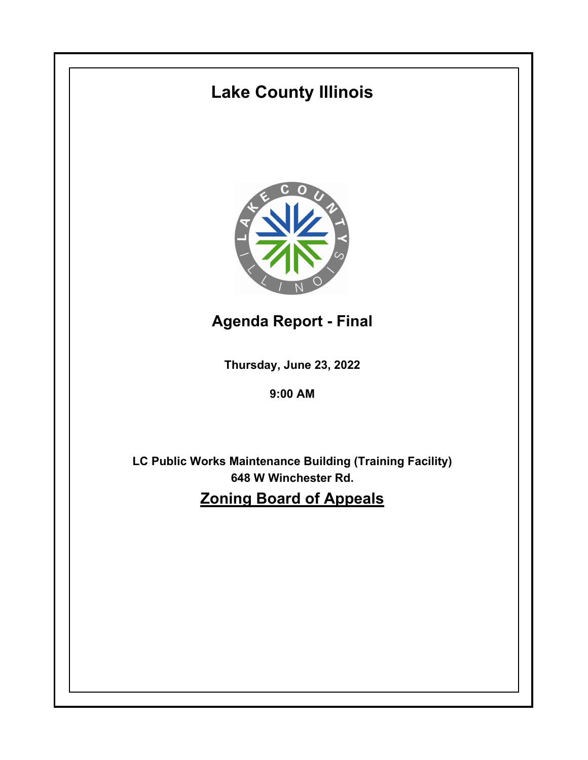# Lake County Illinois

## Agenda Report - Final

**Thursday, June 23, 2022**

**9:00 AM**

**LC Public Works Maintenance Building (Training Facility)**
**648 W Winchester Rd.**

## Zoning Board of Appeals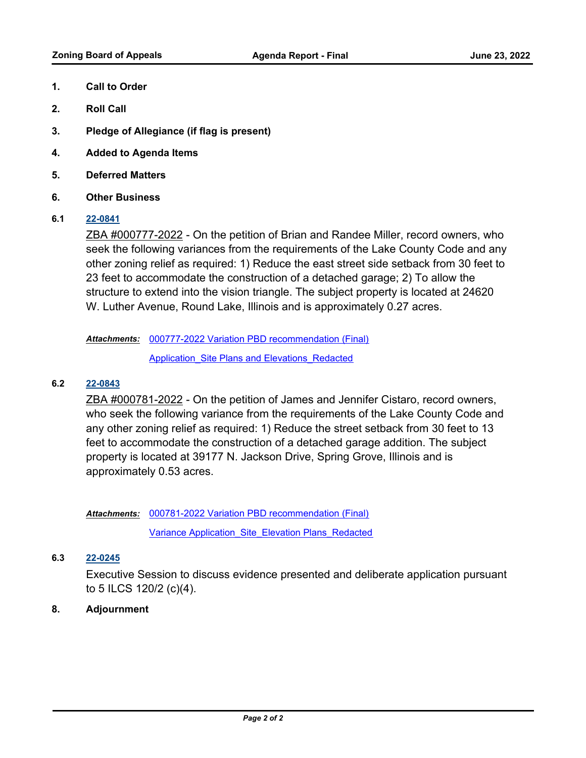**1. Call to Order**

**2. Roll Call**

**3. Pledge of Allegiance (if flag is present)**

**4. Added to Agenda Items**

**5. Deferred Matters**

**6. Other Business**

**6.1 22-0841**

ZBA #000777-2022 - On the petition of Brian and Randee Miller, record owners, who seek the following variances from the requirements of the Lake County Code and any other zoning relief as required: 1) Reduce the east street side setback from 30 feet to 23 feet to accommodate the construction of a detached garage; 2) To allow the structure to extend into the vision triangle. The subject property is located at 24620 W. Luther Avenue, Round Lake, Illinois and is approximately 0.27 acres.

***Attachments:*** 000777-2022 Variation PBD recommendation (Final)

Application_Site Plans and Elevations_Redacted

**6.2 22-0843**

ZBA #000781-2022 - On the petition of James and Jennifer Cistaro, record owners, who seek the following variance from the requirements of the Lake County Code and any other zoning relief as required: 1) Reduce the street setback from 30 feet to 13 feet to accommodate the construction of a detached garage addition. The subject property is located at 39177 N. Jackson Drive, Spring Grove, Illinois and is approximately 0.53 acres.

***Attachments:*** 000781-2022 Variation PBD recommendation (Final)

Variance Application_Site_Elevation Plans_Redacted

**6.3 22-0245**

Executive Session to discuss evidence presented and deliberate application pursuant to 5 ILCS 120/2 (c)(4).

**8. Adjournment**